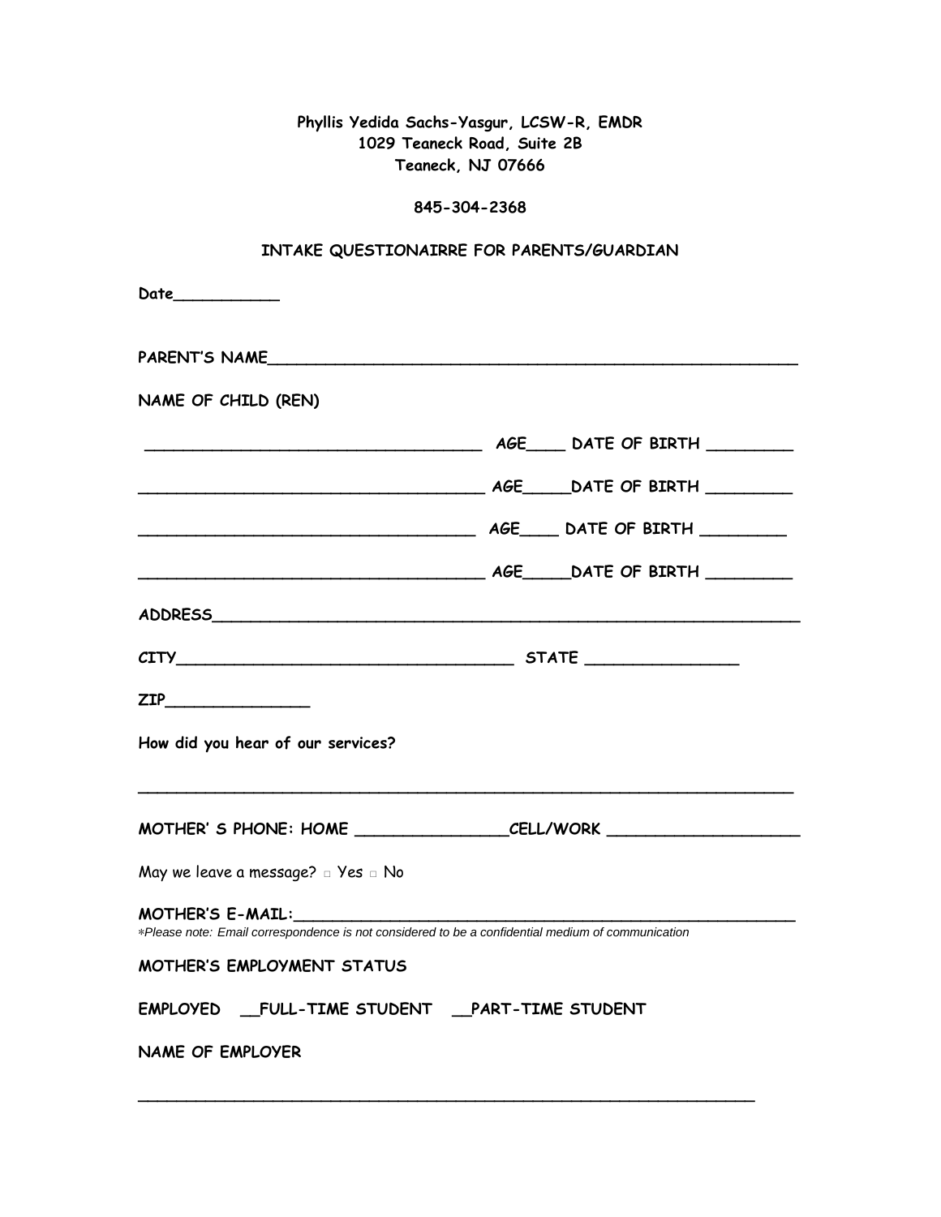**Phyllis Yedida Sachs-Yasgur, LCSW-R, EMDR**
**1029 Teaneck Road, Suite 2B**
**Teaneck, NJ 07666**

**845-304-2368**

**INTAKE QUESTIONAIRRE FOR PARENTS/GUARDIAN**

**Date___________**

**PARENT'S NAME_______________________________________________________**

**NAME OF CHILD (REN)**

**__________________________________ AGE____ DATE OF BIRTH _________**

**___________________________________ AGE_____DATE OF BIRTH _________**

**__________________________________ AGE____ DATE OF BIRTH _________**

**___________________________________ AGE_____DATE OF BIRTH _________**

**ADDRESS______________________________________________________________**

**CITY___________________________________ STATE ________________**

**ZIP________________**

**How did you hear of our services?**

_____________________________________________________________________

**MOTHER' S PHONE: HOME ________________CELL/WORK ____________________**

May we leave a message? □ Yes □ No

**MOTHER'S E-MAIL:______________________________________________________**
*Please note: Email correspondence is not considered to be a confidential medium of communication*

**MOTHER'S EMPLOYMENT STATUS**

**EMPLOYED __FULL-TIME STUDENT __PART-TIME STUDENT**

**NAME OF EMPLOYER**

_________________________________________________________________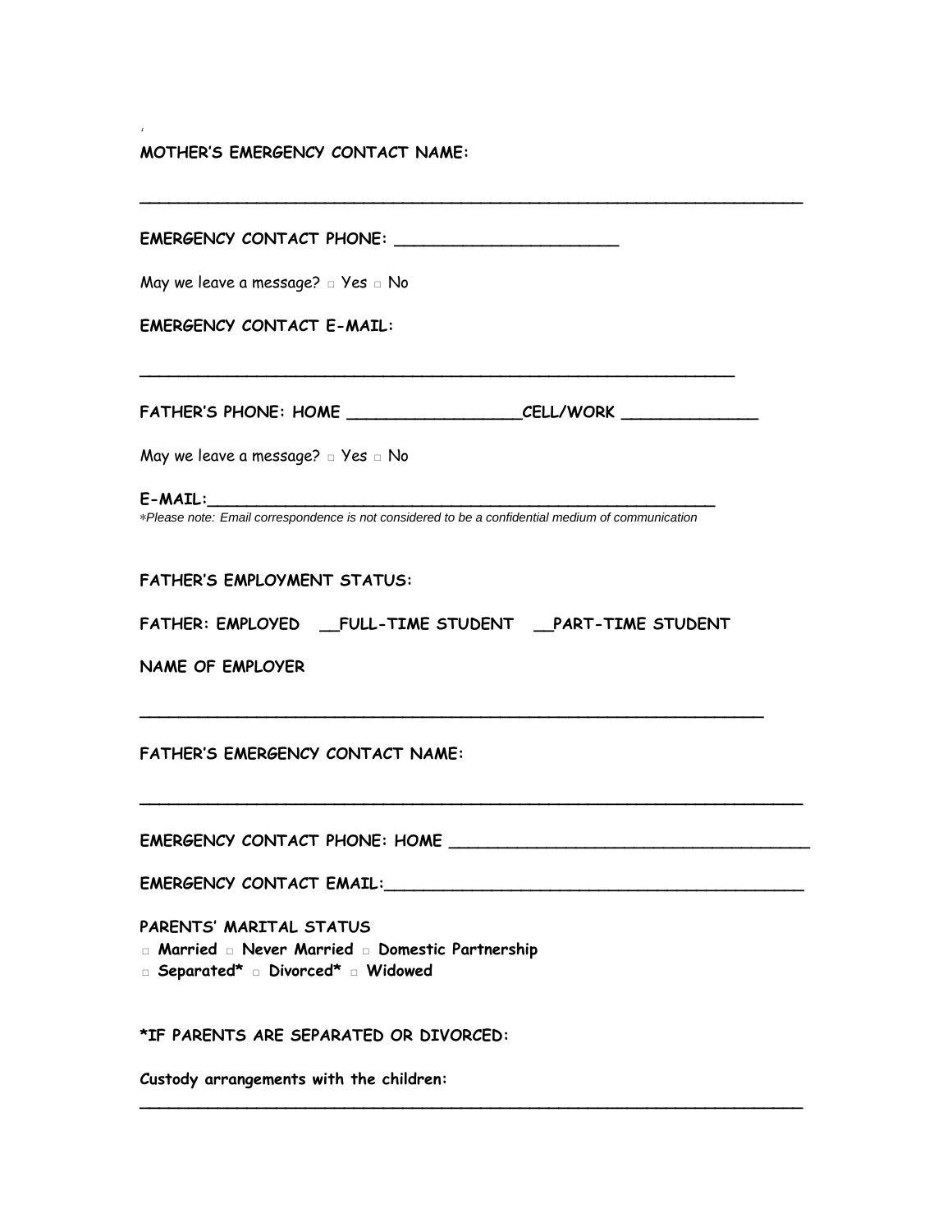**MOTHER'S EMERGENCY CONTACT NAME:**

_______________________________________________________________________

**EMERGENCY CONTACT PHONE:** _______________________

May we leave a message? □ Yes □ No

**EMERGENCY CONTACT E-MAIL:**

_______________________________________________________________

**FATHER'S PHONE: HOME** _________________**CELL/WORK** _____________

May we leave a message? □ Yes □ No

**E-MAIL:**_____________________________________________________

∗*Please note: Email correspondence is not considered to be a confidential medium of communication*

**FATHER'S EMPLOYMENT STATUS:**

**FATHER: EMPLOYED __FULL-TIME STUDENT __PART-TIME STUDENT**

**NAME OF EMPLOYER**

_________________________________________________________________

**FATHER'S EMERGENCY CONTACT NAME:**

_______________________________________________________________________

**EMERGENCY CONTACT PHONE: HOME** ____________________________________

**EMERGENCY CONTACT EMAIL:**___________________________________________

**PARENTS' MARITAL STATUS**

□ **Married** □ **Never Married** □ **Domestic Partnership**
□ **Separated*** □ **Divorced*** □ **Widowed**

***IF PARENTS ARE SEPARATED OR DIVORCED:**

**Custody arrangements with the children:**

_______________________________________________________________________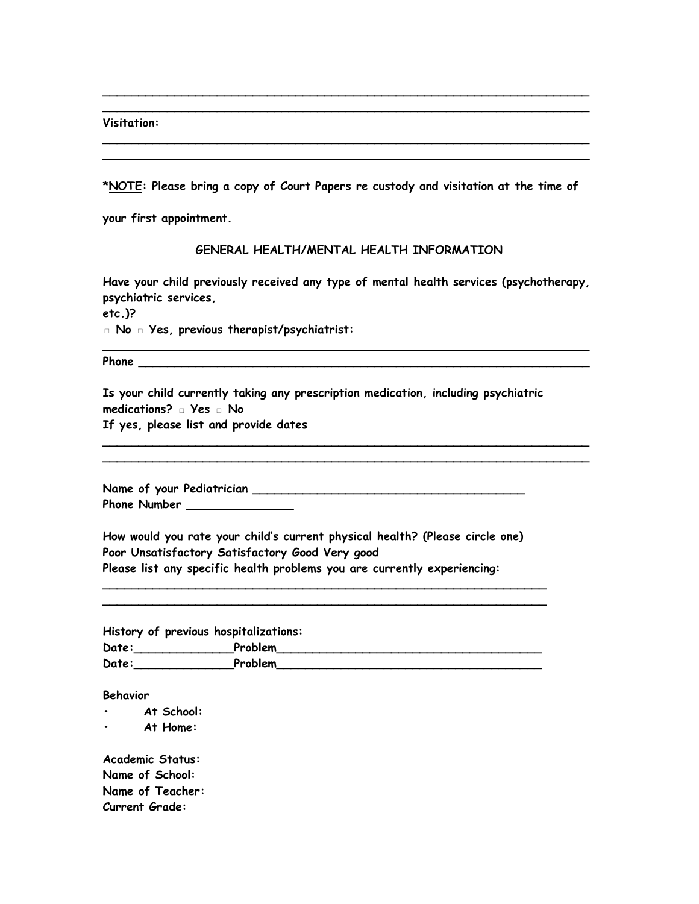____________________________________________________________________
____________________________________________________________________

**Visitation:**

____________________________________________________________________
____________________________________________________________________

***NOTE: Please bring a copy of Court Papers re custody and visitation at the time of your first appointment.**

## GENERAL HEALTH/MENTAL HEALTH INFORMATION

**Have your child previously received any type of mental health services (psychotherapy, psychiatric services, etc.)?**

**□ No □ Yes, previous therapist/psychiatrist:**
____________________________________________________________________

**Phone** ______________________________________________________________

**Is your child currently taking any prescription medication, including psychiatric medications? □ Yes □ No**

**If yes, please list and provide dates**

____________________________________________________________________
____________________________________________________________________

**Name of your Pediatrician** ______________________________________

**Phone Number** ______________

**How would you rate your child's current physical health? (Please circle one)**

**Poor Unsatisfactory Satisfactory Good Very good**

**Please list any specific health problems you are currently experiencing:**

______________________________________________________________
______________________________________________________________

**History of previous hospitalizations:**

**Date:**_____________**Problem**____________________________________

**Date:**_____________**Problem**____________________________________

**Behavior**

- **At School:**
- **At Home:**

**Academic Status:**

**Name of School:**

**Name of Teacher:**

**Current Grade:**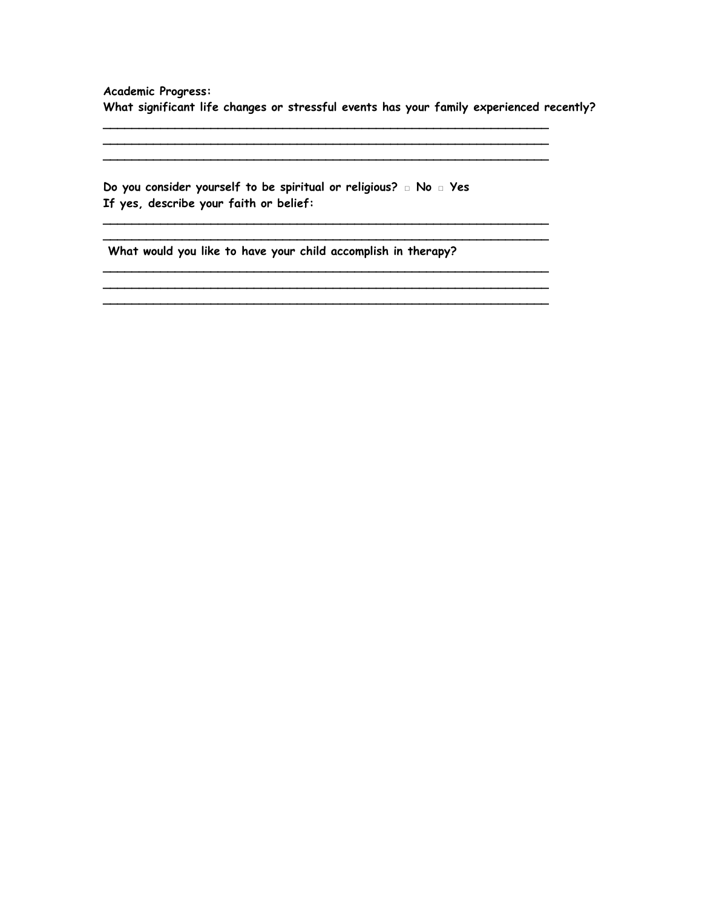**Academic Progress:**

**What significant life changes or stressful events has your family experienced recently?**

_________________________________________________________________

_________________________________________________________________

_________________________________________________________________

**Do you consider yourself to be spiritual or religious?** ☐ **No** ☐ **Yes**

**If yes, describe your faith or belief:**

_________________________________________________________________

_________________________________________________________________

**What would you like to have your child accomplish in therapy?**

_________________________________________________________________

_________________________________________________________________

_________________________________________________________________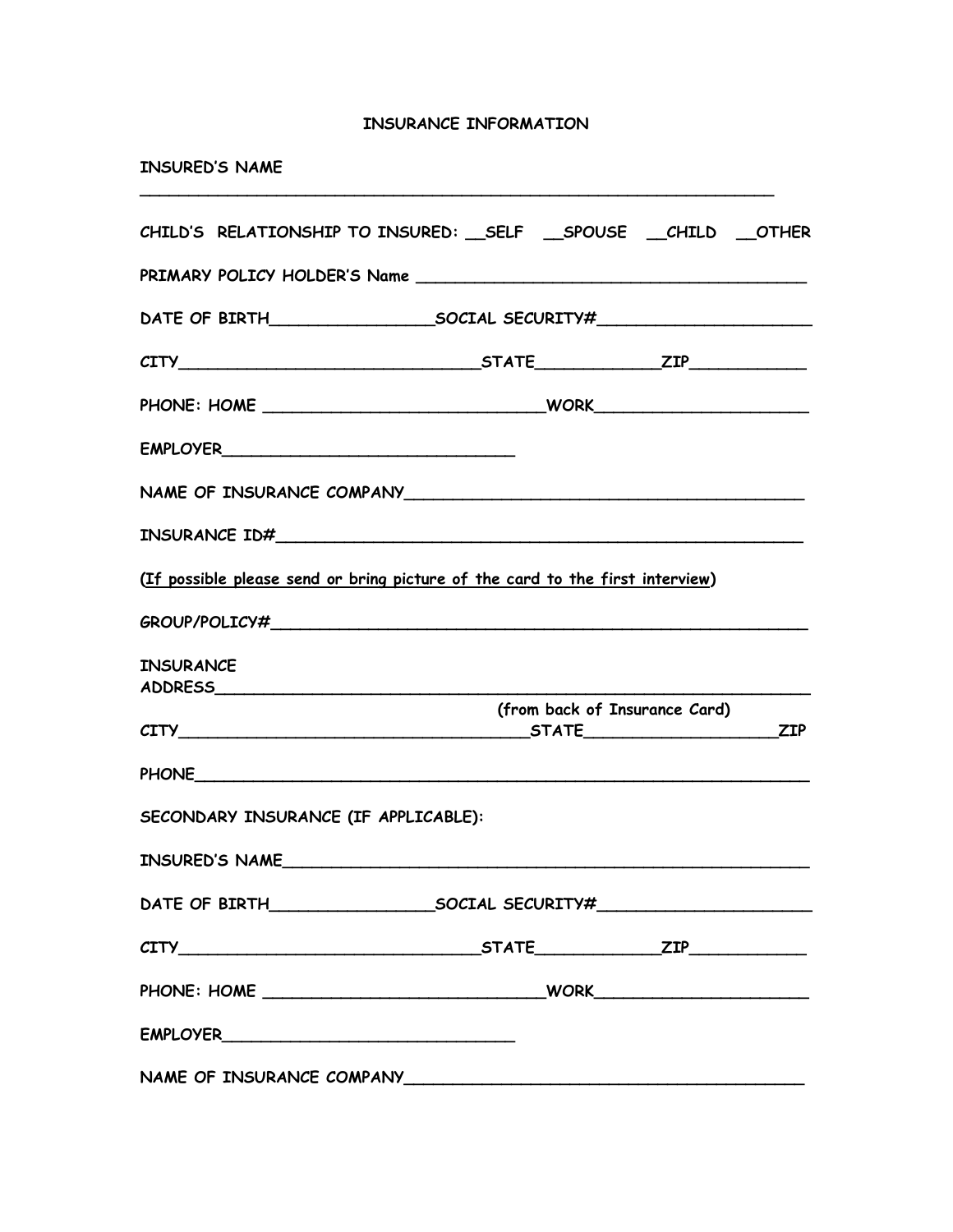# INSURANCE INFORMATION

INSURED'S NAME

______________________________________________________________

CHILD'S RELATIONSHIP TO INSURED: __SELF __SPOUSE __CHILD __OTHER

PRIMARY POLICY HOLDER'S Name ______________________________________

DATE OF BIRTH________________SOCIAL SECURITY#_____________________

CITY_______________________________STATE____________ZIP___________

PHONE: HOME ____________________________WORK_____________________

EMPLOYER______________________________

NAME OF INSURANCE COMPANY_______________________________________

INSURANCE ID#______________________________________________________

(<u>If possible please send or bring picture of the card to the first interview</u>)

GROUP/POLICY#______________________________________________________

INSURANCE
ADDRESS___________________________________________________________

(from back of Insurance Card)

CITY___________________________________STATE___________________ZIP

PHONE_____________________________________________________________

SECONDARY INSURANCE (IF APPLICABLE):

INSURED'S NAME_____________________________________________________

DATE OF BIRTH________________SOCIAL SECURITY#_____________________

CITY_______________________________STATE____________ZIP___________

PHONE: HOME ____________________________WORK_____________________

EMPLOYER______________________________

NAME OF INSURANCE COMPANY_______________________________________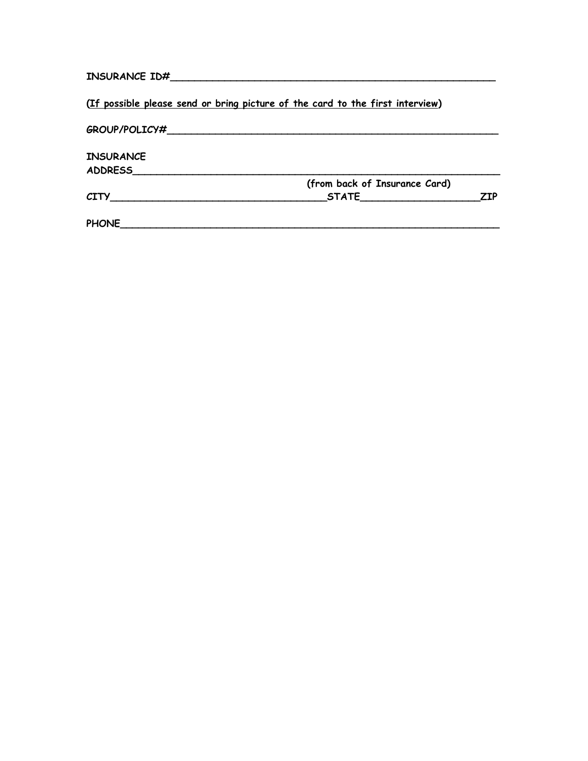INSURANCE ID#_______________________________________________________

(If possible please send or bring picture of the card to the first interview)

GROUP/POLICY#_______________________________________________________

INSURANCE
ADDRESS_____________________________________________________________

(from back of Insurance Card)

CITY____________________________________STATE____________________ZIP

PHONE_______________________________________________________________